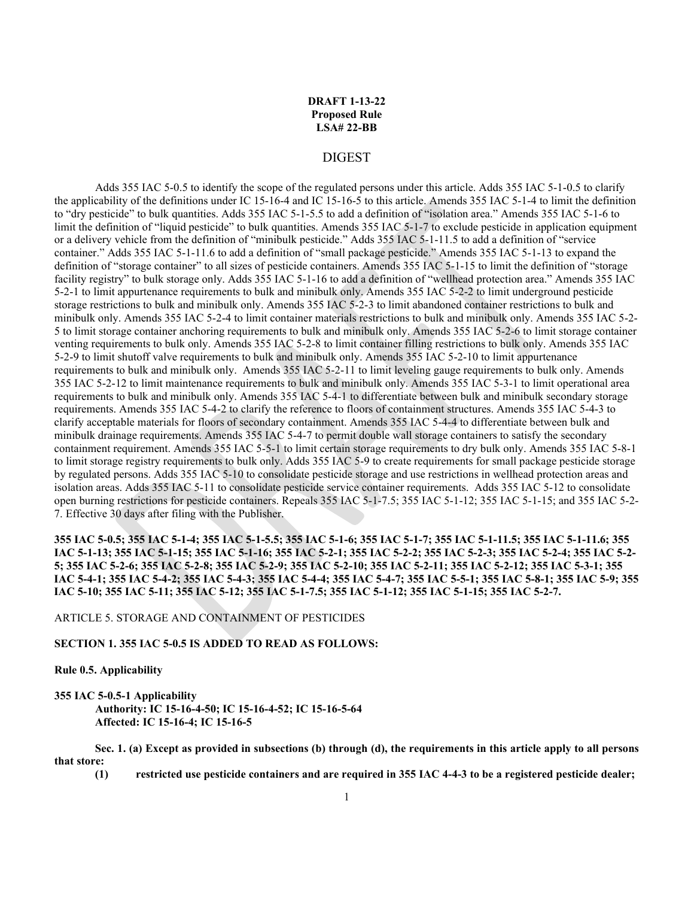**DRAFT 1-13-22**
**Proposed Rule**
**LSA# 22-BB**

## DIGEST

Adds 355 IAC 5-0.5 to identify the scope of the regulated persons under this article. Adds 355 IAC 5-1-0.5 to clarify the applicability of the definitions under IC 15-16-4 and IC 15-16-5 to this article. Amends 355 IAC 5-1-4 to limit the definition to "dry pesticide" to bulk quantities. Adds 355 IAC 5-1-5.5 to add a definition of "isolation area." Amends 355 IAC 5-1-6 to limit the definition of "liquid pesticide" to bulk quantities. Amends 355 IAC 5-1-7 to exclude pesticide in application equipment or a delivery vehicle from the definition of "minibulk pesticide." Adds 355 IAC 5-1-11.5 to add a definition of "service container." Adds 355 IAC 5-1-11.6 to add a definition of "small package pesticide." Amends 355 IAC 5-1-13 to expand the definition of "storage container" to all sizes of pesticide containers. Amends 355 IAC 5-1-15 to limit the definition of "storage facility registry" to bulk storage only. Adds 355 IAC 5-1-16 to add a definition of "wellhead protection area." Amends 355 IAC 5-2-1 to limit appurtenance requirements to bulk and minibulk only. Amends 355 IAC 5-2-2 to limit underground pesticide storage restrictions to bulk and minibulk only. Amends 355 IAC 5-2-3 to limit abandoned container restrictions to bulk and minibulk only. Amends 355 IAC 5-2-4 to limit container materials restrictions to bulk and minibulk only. Amends 355 IAC 5-2-5 to limit storage container anchoring requirements to bulk and minibulk only. Amends 355 IAC 5-2-6 to limit storage container venting requirements to bulk only. Amends 355 IAC 5-2-8 to limit container filling restrictions to bulk only. Amends 355 IAC 5-2-9 to limit shutoff valve requirements to bulk and minibulk only. Amends 355 IAC 5-2-10 to limit appurtenance requirements to bulk and minibulk only. Amends 355 IAC 5-2-11 to limit leveling gauge requirements to bulk only. Amends 355 IAC 5-2-12 to limit maintenance requirements to bulk and minibulk only. Amends 355 IAC 5-3-1 to limit operational area requirements to bulk and minibulk only. Amends 355 IAC 5-4-1 to differentiate between bulk and minibulk secondary storage requirements. Amends 355 IAC 5-4-2 to clarify the reference to floors of containment structures. Amends 355 IAC 5-4-3 to clarify acceptable materials for floors of secondary containment. Amends 355 IAC 5-4-4 to differentiate between bulk and minibulk drainage requirements. Amends 355 IAC 5-4-7 to permit double wall storage containers to satisfy the secondary containment requirement. Amends 355 IAC 5-5-1 to limit certain storage requirements to dry bulk only. Amends 355 IAC 5-8-1 to limit storage registry requirements to bulk only. Adds 355 IAC 5-9 to create requirements for small package pesticide storage by regulated persons. Adds 355 IAC 5-10 to consolidate pesticide storage and use restrictions in wellhead protection areas and isolation areas. Adds 355 IAC 5-11 to consolidate pesticide service container requirements. Adds 355 IAC 5-12 to consolidate open burning restrictions for pesticide containers. Repeals 355 IAC 5-1-7.5; 355 IAC 5-1-12; 355 IAC 5-1-15; and 355 IAC 5-2-7. Effective 30 days after filing with the Publisher.

**355 IAC 5-0.5; 355 IAC 5-1-4; 355 IAC 5-1-5.5; 355 IAC 5-1-6; 355 IAC 5-1-7; 355 IAC 5-1-11.5; 355 IAC 5-1-11.6; 355 IAC 5-1-13; 355 IAC 5-1-15; 355 IAC 5-1-16; 355 IAC 5-2-1; 355 IAC 5-2-2; 355 IAC 5-2-3; 355 IAC 5-2-4; 355 IAC 5-2-5; 355 IAC 5-2-6; 355 IAC 5-2-8; 355 IAC 5-2-9; 355 IAC 5-2-10; 355 IAC 5-2-11; 355 IAC 5-2-12; 355 IAC 5-3-1; 355 IAC 5-4-1; 355 IAC 5-4-2; 355 IAC 5-4-3; 355 IAC 5-4-4; 355 IAC 5-4-7; 355 IAC 5-5-1; 355 IAC 5-8-1; 355 IAC 5-9; 355 IAC 5-10; 355 IAC 5-11; 355 IAC 5-12; 355 IAC 5-1-7.5; 355 IAC 5-1-12; 355 IAC 5-1-15; 355 IAC 5-2-7.**

ARTICLE 5. STORAGE AND CONTAINMENT OF PESTICIDES

**SECTION 1. 355 IAC 5-0.5 IS ADDED TO READ AS FOLLOWS:**

**Rule 0.5. Applicability**

**355 IAC 5-0.5-1 Applicability**
**Authority: IC 15-16-4-50; IC 15-16-4-52; IC 15-16-5-64**
**Affected: IC 15-16-4; IC 15-16-5**

**Sec. 1. (a) Except as provided in subsections (b) through (d), the requirements in this article apply to all persons that store:**

**(1) restricted use pesticide containers and are required in 355 IAC 4-4-3 to be a registered pesticide dealer;**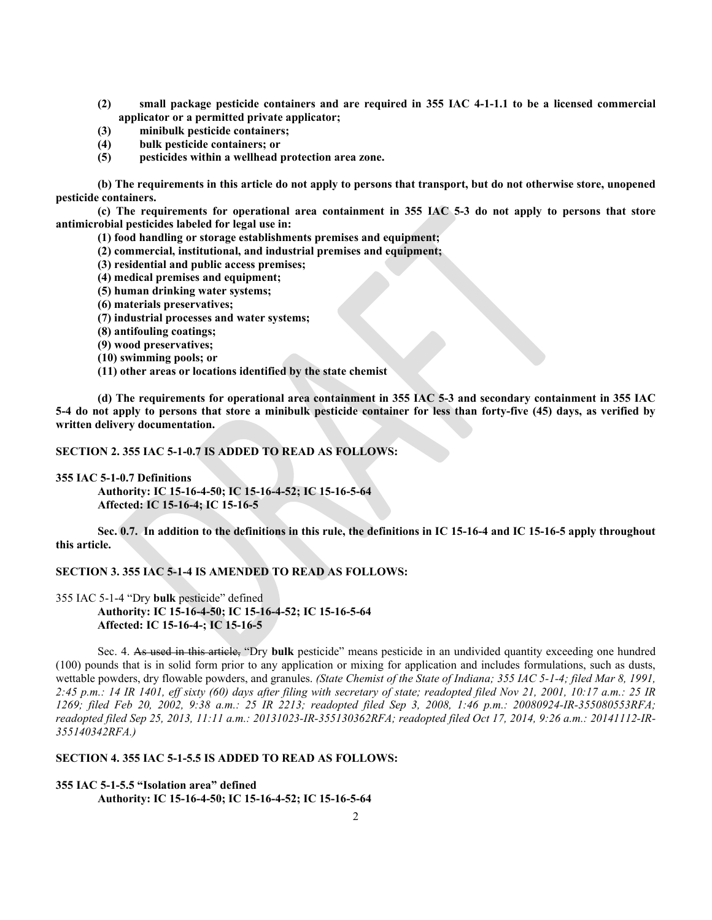**(2) small package pesticide containers and are required in 355 IAC 4-1-1.1 to be a licensed commercial applicator or a permitted private applicator;**

**(3) minibulk pesticide containers;**

**(4) bulk pesticide containers; or**

**(5) pesticides within a wellhead protection area zone.**

**(b) The requirements in this article do not apply to persons that transport, but do not otherwise store, unopened pesticide containers.**

**(c) The requirements for operational area containment in 355 IAC 5-3 do not apply to persons that store antimicrobial pesticides labeled for legal use in:**

**(1) food handling or storage establishments premises and equipment;**

**(2) commercial, institutional, and industrial premises and equipment;**

**(3) residential and public access premises;**

**(4) medical premises and equipment;**

**(5) human drinking water systems;**

**(6) materials preservatives;**

**(7) industrial processes and water systems;**

**(8) antifouling coatings;**

**(9) wood preservatives;**

**(10) swimming pools; or**

**(11) other areas or locations identified by the state chemist**

**(d) The requirements for operational area containment in 355 IAC 5-3 and secondary containment in 355 IAC 5-4 do not apply to persons that store a minibulk pesticide container for less than forty-five (45) days, as verified by written delivery documentation.**

**SECTION 2. 355 IAC 5-1-0.7 IS ADDED TO READ AS FOLLOWS:**

**355 IAC 5-1-0.7 Definitions**

**Authority: IC 15-16-4-50; IC 15-16-4-52; IC 15-16-5-64**
**Affected: IC 15-16-4; IC 15-16-5**

**Sec. 0.7. In addition to the definitions in this rule, the definitions in IC 15-16-4 and IC 15-16-5 apply throughout this article.**

**SECTION 3. 355 IAC 5-1-4 IS AMENDED TO READ AS FOLLOWS:**

355 IAC 5-1-4 "Dry **bulk** pesticide" defined

**Authority: IC 15-16-4-50; IC 15-16-4-52; IC 15-16-5-64**
**Affected: IC 15-16-4-; IC 15-16-5**

Sec. 4. ~~As used in this article,~~ "Dry **bulk** pesticide" means pesticide in an undivided quantity exceeding one hundred (100) pounds that is in solid form prior to any application or mixing for application and includes formulations, such as dusts, wettable powders, dry flowable powders, and granules. *(State Chemist of the State of Indiana; 355 IAC 5-1-4; filed Mar 8, 1991, 2:45 p.m.: 14 IR 1401, eff sixty (60) days after filing with secretary of state; readopted filed Nov 21, 2001, 10:17 a.m.: 25 IR 1269; filed Feb 20, 2002, 9:38 a.m.: 25 IR 2213; readopted filed Sep 3, 2008, 1:46 p.m.: 20080924-IR-355080553RFA; readopted filed Sep 25, 2013, 11:11 a.m.: 20131023-IR-355130362RFA; readopted filed Oct 17, 2014, 9:26 a.m.: 20141112-IR-355140342RFA.)*

**SECTION 4. 355 IAC 5-1-5.5 IS ADDED TO READ AS FOLLOWS:**

**355 IAC 5-1-5.5 "Isolation area" defined**

**Authority: IC 15-16-4-50; IC 15-16-4-52; IC 15-16-5-64**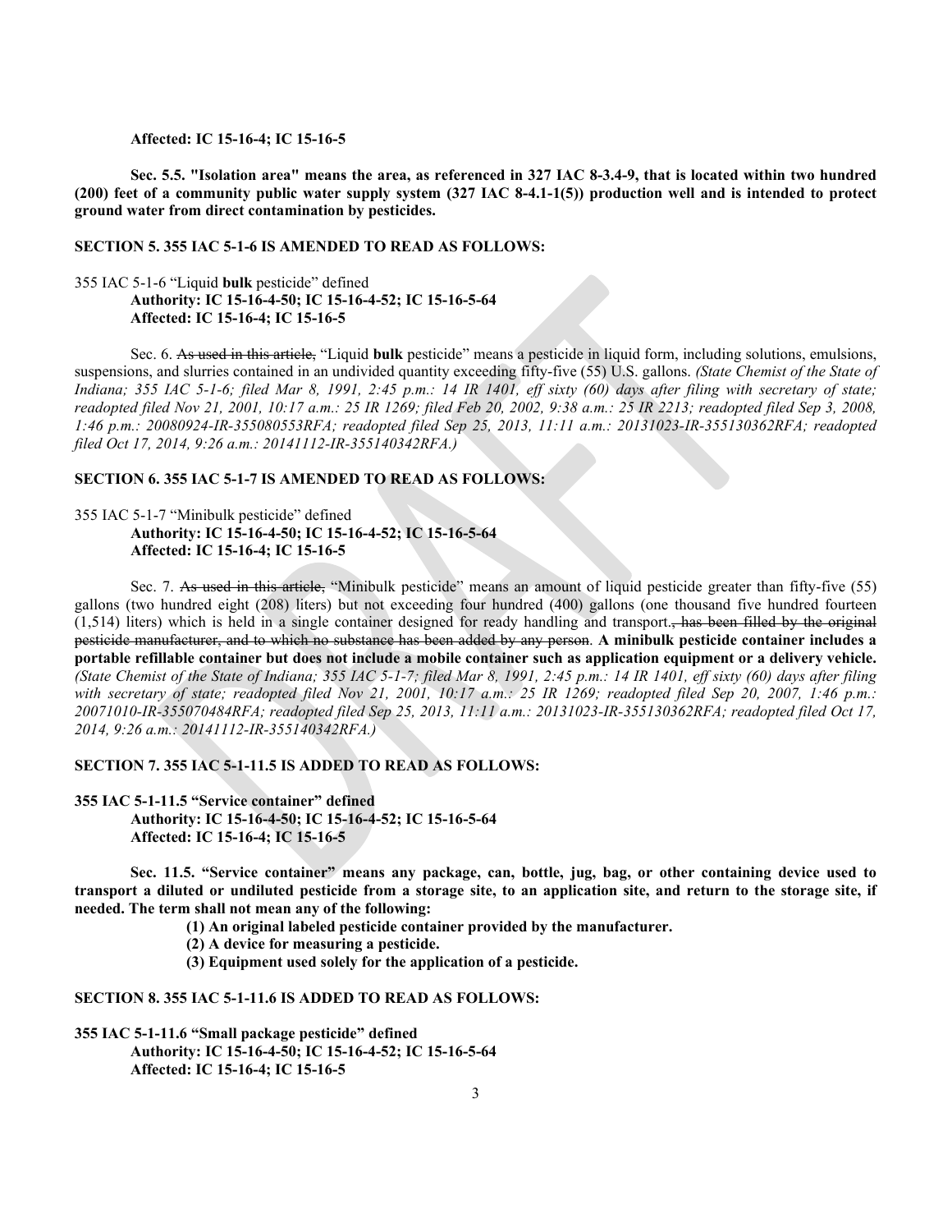**Affected: IC 15-16-4; IC 15-16-5**

**Sec. 5.5. "Isolation area" means the area, as referenced in 327 IAC 8-3.4-9, that is located within two hundred (200) feet of a community public water supply system (327 IAC 8-4.1-1(5)) production well and is intended to protect ground water from direct contamination by pesticides.**

**SECTION 5. 355 IAC 5-1-6 IS AMENDED TO READ AS FOLLOWS:**

355 IAC 5-1-6 "Liquid **bulk** pesticide" defined
**Authority: IC 15-16-4-50; IC 15-16-4-52; IC 15-16-5-64**
**Affected: IC 15-16-4; IC 15-16-5**

Sec. 6. ~~As used in this article,~~ "Liquid **bulk** pesticide" means a pesticide in liquid form, including solutions, emulsions, suspensions, and slurries contained in an undivided quantity exceeding fifty-five (55) U.S. gallons. *(State Chemist of the State of Indiana; 355 IAC 5-1-6; filed Mar 8, 1991, 2:45 p.m.: 14 IR 1401, eff sixty (60) days after filing with secretary of state; readopted filed Nov 21, 2001, 10:17 a.m.: 25 IR 1269; filed Feb 20, 2002, 9:38 a.m.: 25 IR 2213; readopted filed Sep 3, 2008, 1:46 p.m.: 20080924-IR-355080553RFA; readopted filed Sep 25, 2013, 11:11 a.m.: 20131023-IR-355130362RFA; readopted filed Oct 17, 2014, 9:26 a.m.: 20141112-IR-355140342RFA.)*

**SECTION 6. 355 IAC 5-1-7 IS AMENDED TO READ AS FOLLOWS:**

355 IAC 5-1-7 "Minibulk pesticide" defined
**Authority: IC 15-16-4-50; IC 15-16-4-52; IC 15-16-5-64**
**Affected: IC 15-16-4; IC 15-16-5**

Sec. 7. ~~As used in this article,~~ "Minibulk pesticide" means an amount of liquid pesticide greater than fifty-five (55) gallons (two hundred eight (208) liters) but not exceeding four hundred (400) gallons (one thousand five hundred fourteen (1,514) liters) which is held in a single container designed for ready handling and transport.~~, has been filled by the original pesticide manufacturer, and to which no substance has been added by any person~~. **A minibulk pesticide container includes a portable refillable container but does not include a mobile container such as application equipment or a delivery vehicle.** *(State Chemist of the State of Indiana; 355 IAC 5-1-7; filed Mar 8, 1991, 2:45 p.m.: 14 IR 1401, eff sixty (60) days after filing with secretary of state; readopted filed Nov 21, 2001, 10:17 a.m.: 25 IR 1269; readopted filed Sep 20, 2007, 1:46 p.m.: 20071010-IR-355070484RFA; readopted filed Sep 25, 2013, 11:11 a.m.: 20131023-IR-355130362RFA; readopted filed Oct 17, 2014, 9:26 a.m.: 20141112-IR-355140342RFA.)*

**SECTION 7. 355 IAC 5-1-11.5 IS ADDED TO READ AS FOLLOWS:**

**355 IAC 5-1-11.5 "Service container" defined**
**Authority: IC 15-16-4-50; IC 15-16-4-52; IC 15-16-5-64**
**Affected: IC 15-16-4; IC 15-16-5**

**Sec. 11.5. "Service container" means any package, can, bottle, jug, bag, or other containing device used to transport a diluted or undiluted pesticide from a storage site, to an application site, and return to the storage site, if needed. The term shall not mean any of the following:**

**(1) An original labeled pesticide container provided by the manufacturer.**
**(2) A device for measuring a pesticide.**
**(3) Equipment used solely for the application of a pesticide.**

**SECTION 8. 355 IAC 5-1-11.6 IS ADDED TO READ AS FOLLOWS:**

**355 IAC 5-1-11.6 "Small package pesticide" defined**
**Authority: IC 15-16-4-50; IC 15-16-4-52; IC 15-16-5-64**
**Affected: IC 15-16-4; IC 15-16-5**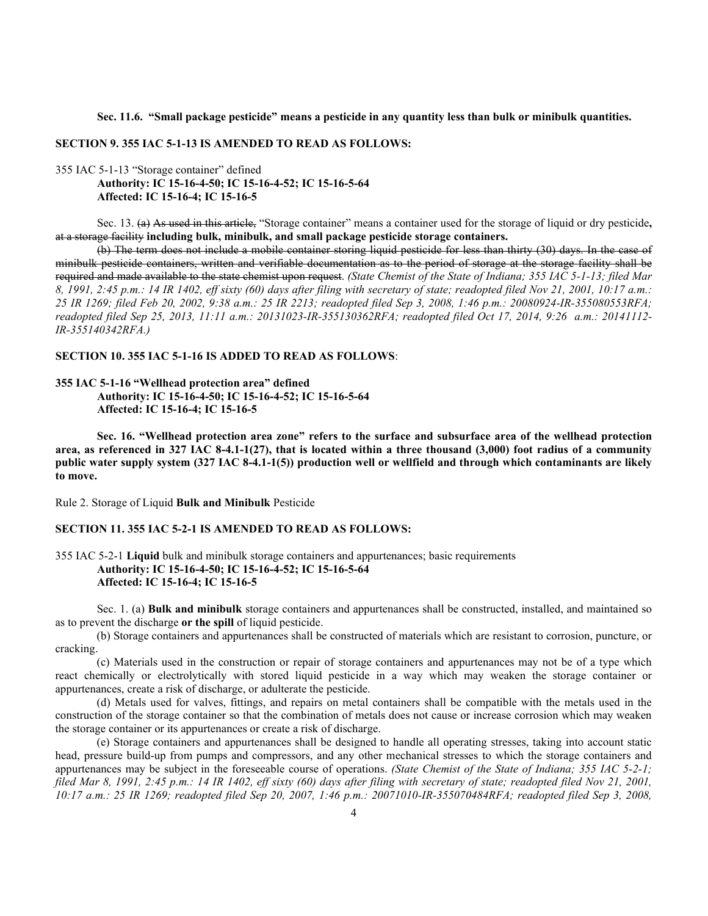**Sec. 11.6. "Small package pesticide" means a pesticide in any quantity less than bulk or minibulk quantities.**

**SECTION 9. 355 IAC 5-1-13 IS AMENDED TO READ AS FOLLOWS:**

355 IAC 5-1-13 "Storage container" defined
**Authority: IC 15-16-4-50; IC 15-16-4-52; IC 15-16-5-64**
**Affected: IC 15-16-4; IC 15-16-5**

Sec. 13. ~~(a) As used in this article,~~ "Storage container" means a container used for the storage of liquid or dry pesticide**,** ~~at a storage facility~~ **including bulk, minibulk, and small package pesticide storage containers.**

~~(b) The term does not include a mobile container storing liquid pesticide for less than thirty (30) days. In the case of minibulk pesticide containers, written and verifiable documentation as to the period of storage at the storage facility shall be required and made available to the state chemist upon request.~~ *(State Chemist of the State of Indiana; 355 IAC 5-1-13; filed Mar 8, 1991, 2:45 p.m.: 14 IR 1402, eff sixty (60) days after filing with secretary of state; readopted filed Nov 21, 2001, 10:17 a.m.: 25 IR 1269; filed Feb 20, 2002, 9:38 a.m.: 25 IR 2213; readopted filed Sep 3, 2008, 1:46 p.m.: 20080924-IR-355080553RFA; readopted filed Sep 25, 2013, 11:11 a.m.: 20131023-IR-355130362RFA; readopted filed Oct 17, 2014, 9:26 a.m.: 20141112-IR-355140342RFA.)*

**SECTION 10. 355 IAC 5-1-16 IS ADDED TO READ AS FOLLOWS**:

**355 IAC 5-1-16 "Wellhead protection area" defined**
**Authority: IC 15-16-4-50; IC 15-16-4-52; IC 15-16-5-64**
**Affected: IC 15-16-4; IC 15-16-5**

**Sec. 16. "Wellhead protection area zone" refers to the surface and subsurface area of the wellhead protection area, as referenced in 327 IAC 8-4.1-1(27), that is located within a three thousand (3,000) foot radius of a community public water supply system (327 IAC 8-4.1-1(5)) production well or wellfield and through which contaminants are likely to move.**

Rule 2. Storage of Liquid **Bulk and Minibulk** Pesticide

**SECTION 11. 355 IAC 5-2-1 IS AMENDED TO READ AS FOLLOWS:**

355 IAC 5-2-1 **Liquid** bulk and minibulk storage containers and appurtenances; basic requirements
**Authority: IC 15-16-4-50; IC 15-16-4-52; IC 15-16-5-64**
**Affected: IC 15-16-4; IC 15-16-5**

Sec. 1. (a) **Bulk and minibulk** storage containers and appurtenances shall be constructed, installed, and maintained so as to prevent the discharge **or the spill** of liquid pesticide.

(b) Storage containers and appurtenances shall be constructed of materials which are resistant to corrosion, puncture, or cracking.

(c) Materials used in the construction or repair of storage containers and appurtenances may not be of a type which react chemically or electrolytically with stored liquid pesticide in a way which may weaken the storage container or appurtenances, create a risk of discharge, or adulterate the pesticide.

(d) Metals used for valves, fittings, and repairs on metal containers shall be compatible with the metals used in the construction of the storage container so that the combination of metals does not cause or increase corrosion which may weaken the storage container or its appurtenances or create a risk of discharge.

(e) Storage containers and appurtenances shall be designed to handle all operating stresses, taking into account static head, pressure build-up from pumps and compressors, and any other mechanical stresses to which the storage containers and appurtenances may be subject in the foreseeable course of operations. *(State Chemist of the State of Indiana; 355 IAC 5-2-1; filed Mar 8, 1991, 2:45 p.m.: 14 IR 1402, eff sixty (60) days after filing with secretary of state; readopted filed Nov 21, 2001, 10:17 a.m.: 25 IR 1269; readopted filed Sep 20, 2007, 1:46 p.m.: 20071010-IR-355070484RFA; readopted filed Sep 3, 2008,*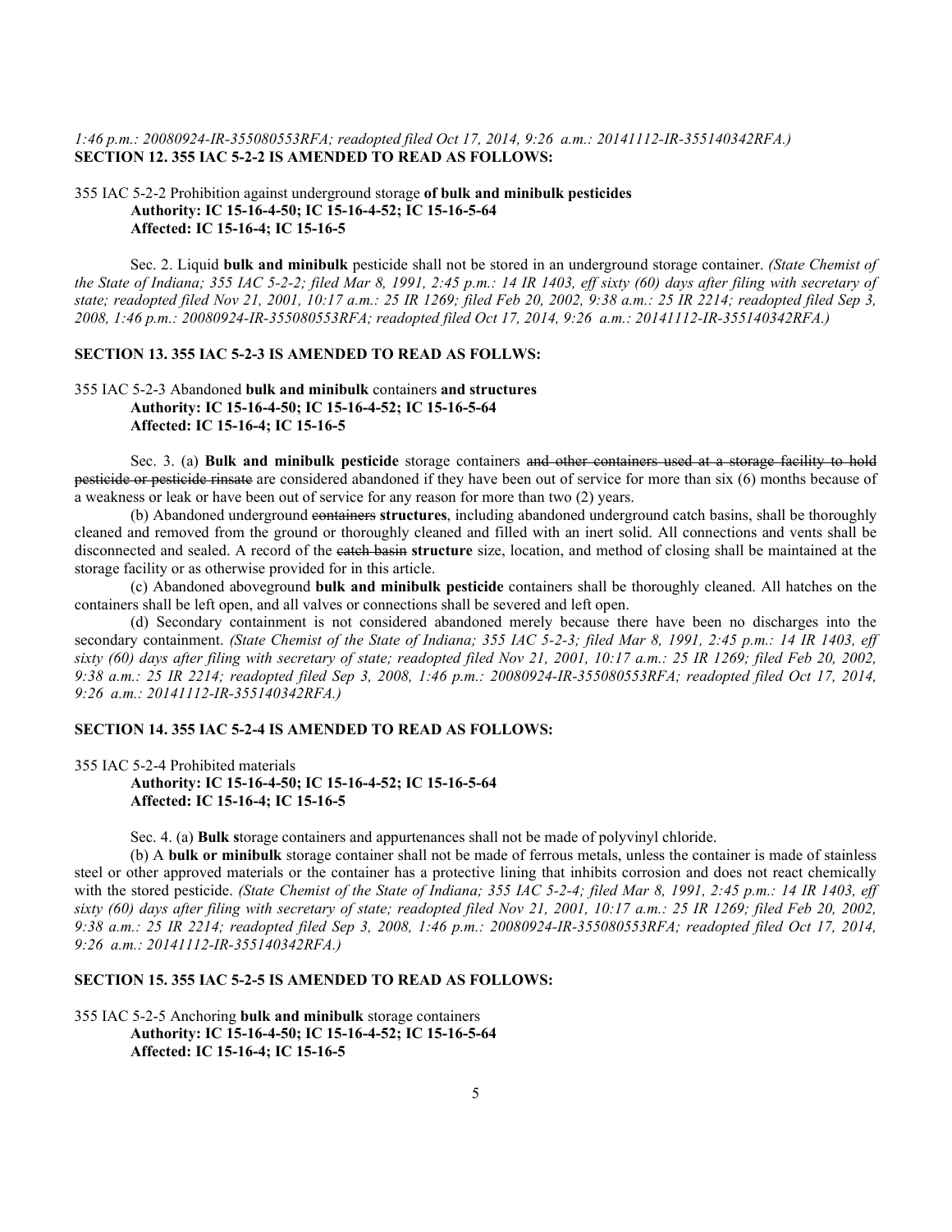*1:46 p.m.: 20080924-IR-355080553RFA; readopted filed Oct 17, 2014, 9:26 a.m.: 20141112-IR-355140342RFA.)*

**SECTION 12. 355 IAC 5-2-2 IS AMENDED TO READ AS FOLLOWS:**

355 IAC 5-2-2 Prohibition against underground storage **of bulk and minibulk pesticides**
**Authority: IC 15-16-4-50; IC 15-16-4-52; IC 15-16-5-64**
**Affected: IC 15-16-4; IC 15-16-5**

Sec. 2. Liquid **bulk and minibulk** pesticide shall not be stored in an underground storage container. *(State Chemist of the State of Indiana; 355 IAC 5-2-2; filed Mar 8, 1991, 2:45 p.m.: 14 IR 1403, eff sixty (60) days after filing with secretary of state; readopted filed Nov 21, 2001, 10:17 a.m.: 25 IR 1269; filed Feb 20, 2002, 9:38 a.m.: 25 IR 2214; readopted filed Sep 3, 2008, 1:46 p.m.: 20080924-IR-355080553RFA; readopted filed Oct 17, 2014, 9:26 a.m.: 20141112-IR-355140342RFA.)*

**SECTION 13. 355 IAC 5-2-3 IS AMENDED TO READ AS FOLLWS:**

355 IAC 5-2-3 Abandoned **bulk and minibulk** containers **and structures**
**Authority: IC 15-16-4-50; IC 15-16-4-52; IC 15-16-5-64**
**Affected: IC 15-16-4; IC 15-16-5**

Sec. 3. (a) **Bulk and minibulk pesticide** storage containers ~~and other containers used at a storage facility to hold pesticide or pesticide rinsate~~ are considered abandoned if they have been out of service for more than six (6) months because of a weakness or leak or have been out of service for any reason for more than two (2) years.

(b) Abandoned underground ~~containers~~ **structures**, including abandoned underground catch basins, shall be thoroughly cleaned and removed from the ground or thoroughly cleaned and filled with an inert solid. All connections and vents shall be disconnected and sealed. A record of the ~~catch basin~~ **structure** size, location, and method of closing shall be maintained at the storage facility or as otherwise provided for in this article.

(c) Abandoned aboveground **bulk and minibulk pesticide** containers shall be thoroughly cleaned. All hatches on the containers shall be left open, and all valves or connections shall be severed and left open.

(d) Secondary containment is not considered abandoned merely because there have been no discharges into the secondary containment. *(State Chemist of the State of Indiana; 355 IAC 5-2-3; filed Mar 8, 1991, 2:45 p.m.: 14 IR 1403, eff sixty (60) days after filing with secretary of state; readopted filed Nov 21, 2001, 10:17 a.m.: 25 IR 1269; filed Feb 20, 2002, 9:38 a.m.: 25 IR 2214; readopted filed Sep 3, 2008, 1:46 p.m.: 20080924-IR-355080553RFA; readopted filed Oct 17, 2014, 9:26 a.m.: 20141112-IR-355140342RFA.)*

**SECTION 14. 355 IAC 5-2-4 IS AMENDED TO READ AS FOLLOWS:**

355 IAC 5-2-4 Prohibited materials
**Authority: IC 15-16-4-50; IC 15-16-4-52; IC 15-16-5-64**
**Affected: IC 15-16-4; IC 15-16-5**

Sec. 4. (a) **Bulk s**torage containers and appurtenances shall not be made of polyvinyl chloride.

(b) A **bulk or minibulk** storage container shall not be made of ferrous metals, unless the container is made of stainless steel or other approved materials or the container has a protective lining that inhibits corrosion and does not react chemically with the stored pesticide. *(State Chemist of the State of Indiana; 355 IAC 5-2-4; filed Mar 8, 1991, 2:45 p.m.: 14 IR 1403, eff sixty (60) days after filing with secretary of state; readopted filed Nov 21, 2001, 10:17 a.m.: 25 IR 1269; filed Feb 20, 2002, 9:38 a.m.: 25 IR 2214; readopted filed Sep 3, 2008, 1:46 p.m.: 20080924-IR-355080553RFA; readopted filed Oct 17, 2014, 9:26 a.m.: 20141112-IR-355140342RFA.)*

**SECTION 15. 355 IAC 5-2-5 IS AMENDED TO READ AS FOLLOWS:**

355 IAC 5-2-5 Anchoring **bulk and minibulk** storage containers
**Authority: IC 15-16-4-50; IC 15-16-4-52; IC 15-16-5-64**
**Affected: IC 15-16-4; IC 15-16-5**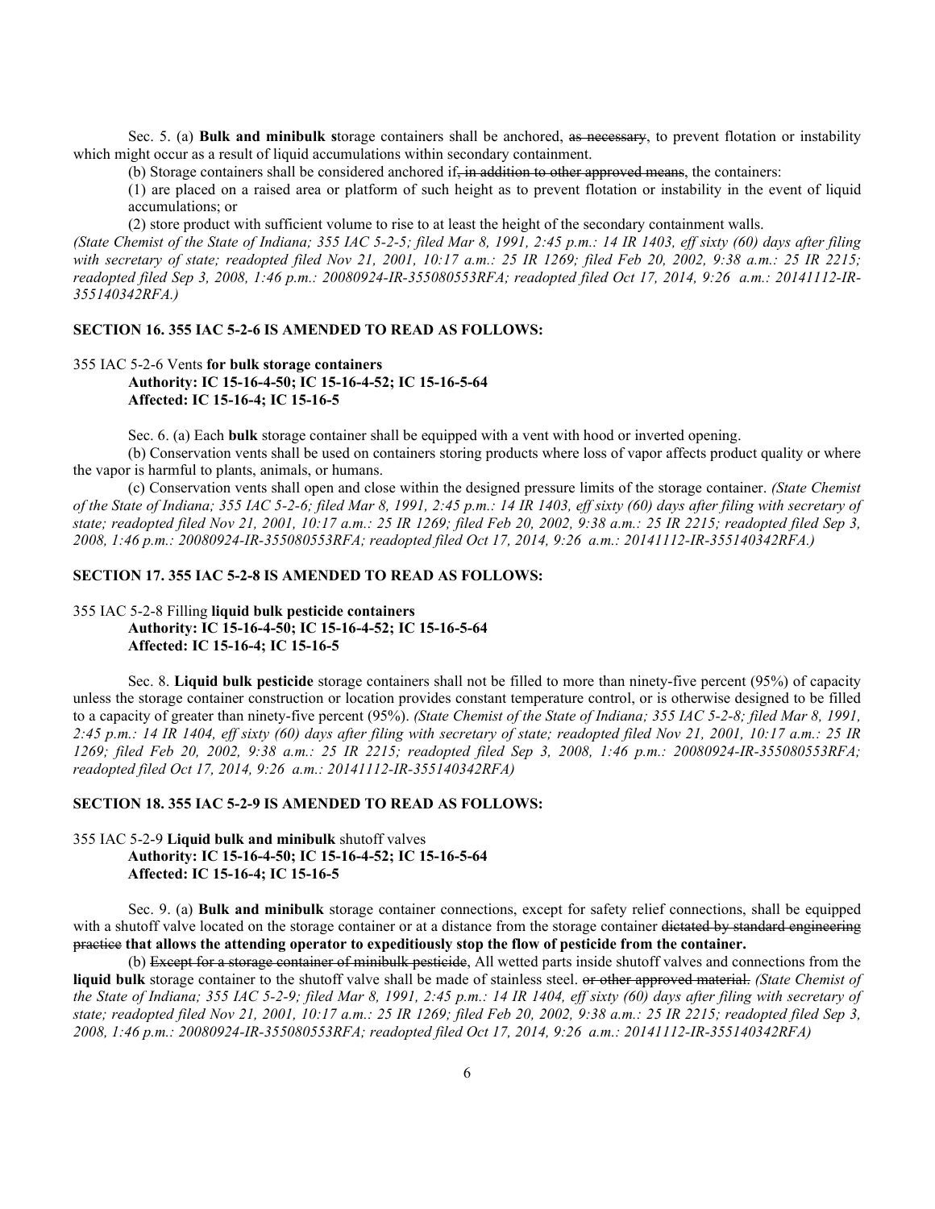Sec. 5. (a) **Bulk and minibulk s**torage containers shall be anchored, ~~as necessary~~, to prevent flotation or instability which might occur as a result of liquid accumulations within secondary containment.

(b) Storage containers shall be considered anchored if~~, in addition to other approved means~~, the containers:

(1) are placed on a raised area or platform of such height as to prevent flotation or instability in the event of liquid accumulations; or

(2) store product with sufficient volume to rise to at least the height of the secondary containment walls.

*(State Chemist of the State of Indiana; 355 IAC 5-2-5; filed Mar 8, 1991, 2:45 p.m.: 14 IR 1403, eff sixty (60) days after filing with secretary of state; readopted filed Nov 21, 2001, 10:17 a.m.: 25 IR 1269; filed Feb 20, 2002, 9:38 a.m.: 25 IR 2215; readopted filed Sep 3, 2008, 1:46 p.m.: 20080924-IR-355080553RFA; readopted filed Oct 17, 2014, 9:26 a.m.: 20141112-IR-355140342RFA.)*

**SECTION 16. 355 IAC 5-2-6 IS AMENDED TO READ AS FOLLOWS:**

355 IAC 5-2-6 Vents **for bulk storage containers**
**Authority: IC 15-16-4-50; IC 15-16-4-52; IC 15-16-5-64**
**Affected: IC 15-16-4; IC 15-16-5**

Sec. 6. (a) Each **bulk** storage container shall be equipped with a vent with hood or inverted opening.

(b) Conservation vents shall be used on containers storing products where loss of vapor affects product quality or where the vapor is harmful to plants, animals, or humans.

(c) Conservation vents shall open and close within the designed pressure limits of the storage container. *(State Chemist of the State of Indiana; 355 IAC 5-2-6; filed Mar 8, 1991, 2:45 p.m.: 14 IR 1403, eff sixty (60) days after filing with secretary of state; readopted filed Nov 21, 2001, 10:17 a.m.: 25 IR 1269; filed Feb 20, 2002, 9:38 a.m.: 25 IR 2215; readopted filed Sep 3, 2008, 1:46 p.m.: 20080924-IR-355080553RFA; readopted filed Oct 17, 2014, 9:26 a.m.: 20141112-IR-355140342RFA.)*

**SECTION 17. 355 IAC 5-2-8 IS AMENDED TO READ AS FOLLOWS:**

355 IAC 5-2-8 Filling **liquid bulk pesticide containers**
**Authority: IC 15-16-4-50; IC 15-16-4-52; IC 15-16-5-64**
**Affected: IC 15-16-4; IC 15-16-5**

Sec. 8. **Liquid bulk pesticide** storage containers shall not be filled to more than ninety-five percent (95%) of capacity unless the storage container construction or location provides constant temperature control, or is otherwise designed to be filled to a capacity of greater than ninety-five percent (95%). *(State Chemist of the State of Indiana; 355 IAC 5-2-8; filed Mar 8, 1991, 2:45 p.m.: 14 IR 1404, eff sixty (60) days after filing with secretary of state; readopted filed Nov 21, 2001, 10:17 a.m.: 25 IR 1269; filed Feb 20, 2002, 9:38 a.m.: 25 IR 2215; readopted filed Sep 3, 2008, 1:46 p.m.: 20080924-IR-355080553RFA; readopted filed Oct 17, 2014, 9:26 a.m.: 20141112-IR-355140342RFA)*

**SECTION 18. 355 IAC 5-2-9 IS AMENDED TO READ AS FOLLOWS:**

355 IAC 5-2-9 **Liquid bulk and minibulk** shutoff valves
**Authority: IC 15-16-4-50; IC 15-16-4-52; IC 15-16-5-64**
**Affected: IC 15-16-4; IC 15-16-5**

Sec. 9. (a) **Bulk and minibulk** storage container connections, except for safety relief connections, shall be equipped with a shutoff valve located on the storage container or at a distance from the storage container ~~dictated by standard engineering practice~~ **that allows the attending operator to expeditiously stop the flow of pesticide from the container.**

(b) ~~Except for a storage container of minibulk pesticide~~, All wetted parts inside shutoff valves and connections from the **liquid bulk** storage container to the shutoff valve shall be made of stainless steel. ~~or other approved material.~~ *(State Chemist of the State of Indiana; 355 IAC 5-2-9; filed Mar 8, 1991, 2:45 p.m.: 14 IR 1404, eff sixty (60) days after filing with secretary of state; readopted filed Nov 21, 2001, 10:17 a.m.: 25 IR 1269; filed Feb 20, 2002, 9:38 a.m.: 25 IR 2215; readopted filed Sep 3, 2008, 1:46 p.m.: 20080924-IR-355080553RFA; readopted filed Oct 17, 2014, 9:26 a.m.: 20141112-IR-355140342RFA)*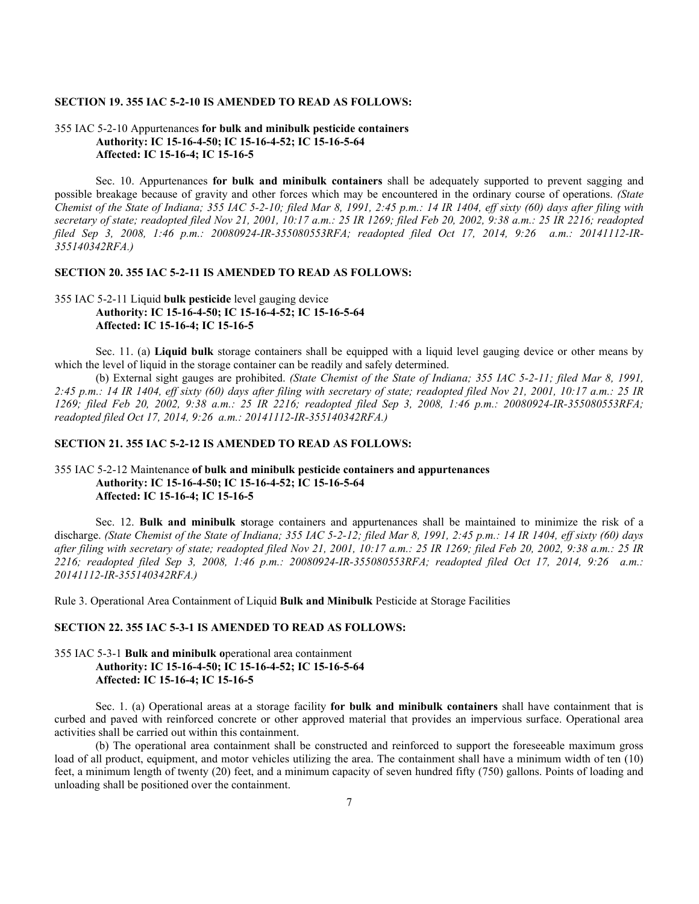**SECTION 19. 355 IAC 5-2-10 IS AMENDED TO READ AS FOLLOWS:**

355 IAC 5-2-10 Appurtenances **for bulk and minibulk pesticide containers**
**Authority: IC 15-16-4-50; IC 15-16-4-52; IC 15-16-5-64**
**Affected: IC 15-16-4; IC 15-16-5**

Sec. 10. Appurtenances **for bulk and minibulk containers** shall be adequately supported to prevent sagging and possible breakage because of gravity and other forces which may be encountered in the ordinary course of operations. *(State Chemist of the State of Indiana; 355 IAC 5-2-10; filed Mar 8, 1991, 2:45 p.m.: 14 IR 1404, eff sixty (60) days after filing with secretary of state; readopted filed Nov 21, 2001, 10:17 a.m.: 25 IR 1269; filed Feb 20, 2002, 9:38 a.m.: 25 IR 2216; readopted filed Sep 3, 2008, 1:46 p.m.: 20080924-IR-355080553RFA; readopted filed Oct 17, 2014, 9:26 a.m.: 20141112-IR-355140342RFA.)*

**SECTION 20. 355 IAC 5-2-11 IS AMENDED TO READ AS FOLLOWS:**

355 IAC 5-2-11 Liquid **bulk pesticide** level gauging device
**Authority: IC 15-16-4-50; IC 15-16-4-52; IC 15-16-5-64**
**Affected: IC 15-16-4; IC 15-16-5**

Sec. 11. (a) **Liquid bulk** storage containers shall be equipped with a liquid level gauging device or other means by which the level of liquid in the storage container can be readily and safely determined.

(b) External sight gauges are prohibited. *(State Chemist of the State of Indiana; 355 IAC 5-2-11; filed Mar 8, 1991, 2:45 p.m.: 14 IR 1404, eff sixty (60) days after filing with secretary of state; readopted filed Nov 21, 2001, 10:17 a.m.: 25 IR 1269; filed Feb 20, 2002, 9:38 a.m.: 25 IR 2216; readopted filed Sep 3, 2008, 1:46 p.m.: 20080924-IR-355080553RFA; readopted filed Oct 17, 2014, 9:26 a.m.: 20141112-IR-355140342RFA.)*

**SECTION 21. 355 IAC 5-2-12 IS AMENDED TO READ AS FOLLOWS:**

355 IAC 5-2-12 Maintenance **of bulk and minibulk pesticide containers and appurtenances**
**Authority: IC 15-16-4-50; IC 15-16-4-52; IC 15-16-5-64**
**Affected: IC 15-16-4; IC 15-16-5**

Sec. 12. **Bulk and minibulk s**torage containers and appurtenances shall be maintained to minimize the risk of a discharge. *(State Chemist of the State of Indiana; 355 IAC 5-2-12; filed Mar 8, 1991, 2:45 p.m.: 14 IR 1404, eff sixty (60) days after filing with secretary of state; readopted filed Nov 21, 2001, 10:17 a.m.: 25 IR 1269; filed Feb 20, 2002, 9:38 a.m.: 25 IR 2216; readopted filed Sep 3, 2008, 1:46 p.m.: 20080924-IR-355080553RFA; readopted filed Oct 17, 2014, 9:26 a.m.: 20141112-IR-355140342RFA.)*

Rule 3. Operational Area Containment of Liquid **Bulk and Minibulk** Pesticide at Storage Facilities

**SECTION 22. 355 IAC 5-3-1 IS AMENDED TO READ AS FOLLOWS:**

355 IAC 5-3-1 **Bulk and minibulk o**perational area containment
**Authority: IC 15-16-4-50; IC 15-16-4-52; IC 15-16-5-64**
**Affected: IC 15-16-4; IC 15-16-5**

Sec. 1. (a) Operational areas at a storage facility **for bulk and minibulk containers** shall have containment that is curbed and paved with reinforced concrete or other approved material that provides an impervious surface. Operational area activities shall be carried out within this containment.

(b) The operational area containment shall be constructed and reinforced to support the foreseeable maximum gross load of all product, equipment, and motor vehicles utilizing the area. The containment shall have a minimum width of ten (10) feet, a minimum length of twenty (20) feet, and a minimum capacity of seven hundred fifty (750) gallons. Points of loading and unloading shall be positioned over the containment.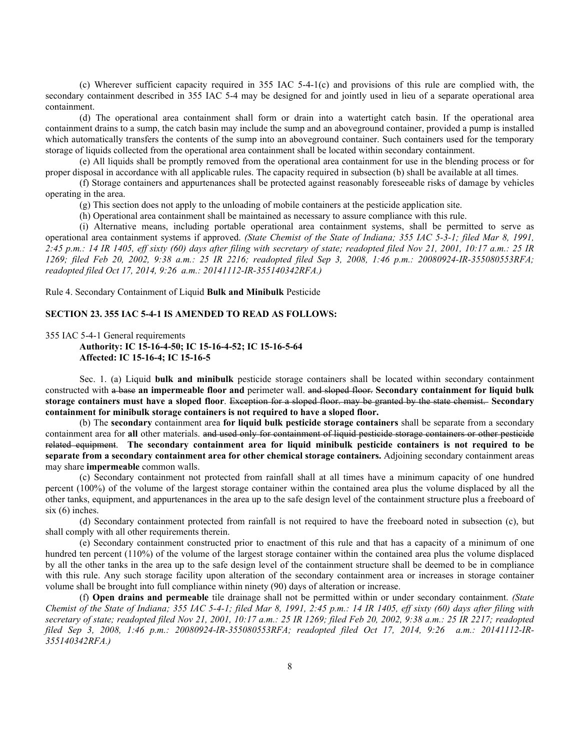(c) Wherever sufficient capacity required in 355 IAC 5-4-1(c) and provisions of this rule are complied with, the secondary containment described in 355 IAC 5-4 may be designed for and jointly used in lieu of a separate operational area containment.

(d) The operational area containment shall form or drain into a watertight catch basin. If the operational area containment drains to a sump, the catch basin may include the sump and an aboveground container, provided a pump is installed which automatically transfers the contents of the sump into an aboveground container. Such containers used for the temporary storage of liquids collected from the operational area containment shall be located within secondary containment.

(e) All liquids shall be promptly removed from the operational area containment for use in the blending process or for proper disposal in accordance with all applicable rules. The capacity required in subsection (b) shall be available at all times.

(f) Storage containers and appurtenances shall be protected against reasonably foreseeable risks of damage by vehicles operating in the area.

(g) This section does not apply to the unloading of mobile containers at the pesticide application site.

(h) Operational area containment shall be maintained as necessary to assure compliance with this rule.

(i) Alternative means, including portable operational area containment systems, shall be permitted to serve as operational area containment systems if approved. *(State Chemist of the State of Indiana; 355 IAC 5-3-1; filed Mar 8, 1991, 2:45 p.m.: 14 IR 1405, eff sixty (60) days after filing with secretary of state; readopted filed Nov 21, 2001, 10:17 a.m.: 25 IR 1269; filed Feb 20, 2002, 9:38 a.m.: 25 IR 2216; readopted filed Sep 3, 2008, 1:46 p.m.: 20080924-IR-355080553RFA; readopted filed Oct 17, 2014, 9:26 a.m.: 20141112-IR-355140342RFA.)*

Rule 4. Secondary Containment of Liquid **Bulk and Minibulk** Pesticide

**SECTION 23. 355 IAC 5-4-1 IS AMENDED TO READ AS FOLLOWS:**

355 IAC 5-4-1 General requirements

**Authority: IC 15-16-4-50; IC 15-16-4-52; IC 15-16-5-64**
**Affected: IC 15-16-4; IC 15-16-5**

Sec. 1. (a) Liquid **bulk and minibulk** pesticide storage containers shall be located within secondary containment constructed with ~~a base~~ **an impermeable floor and** perimeter wall. ~~and sloped floor.~~ **Secondary containment for liquid bulk storage containers must have a sloped floor**. ~~Exception for a sloped floor. may be granted by the state chemist.~~ **Secondary containment for minibulk storage containers is not required to have a sloped floor.**

(b) The **secondary** containment area **for liquid bulk pesticide storage containers** shall be separate from a secondary containment area for **all** other materials. ~~and used only for containment of liquid pesticide storage containers or other pesticide related equipment~~. **The secondary containment area for liquid minibulk pesticide containers is not required to be separate from a secondary containment area for other chemical storage containers.** Adjoining secondary containment areas may share **impermeable** common walls.

(c) Secondary containment not protected from rainfall shall at all times have a minimum capacity of one hundred percent (100%) of the volume of the largest storage container within the contained area plus the volume displaced by all the other tanks, equipment, and appurtenances in the area up to the safe design level of the containment structure plus a freeboard of six (6) inches.

(d) Secondary containment protected from rainfall is not required to have the freeboard noted in subsection (c), but shall comply with all other requirements therein.

(e) Secondary containment constructed prior to enactment of this rule and that has a capacity of a minimum of one hundred ten percent (110%) of the volume of the largest storage container within the contained area plus the volume displaced by all the other tanks in the area up to the safe design level of the containment structure shall be deemed to be in compliance with this rule. Any such storage facility upon alteration of the secondary containment area or increases in storage container volume shall be brought into full compliance within ninety (90) days of alteration or increase.

(f) **Open drains and permeable** tile drainage shall not be permitted within or under secondary containment. *(State Chemist of the State of Indiana; 355 IAC 5-4-1; filed Mar 8, 1991, 2:45 p.m.: 14 IR 1405, eff sixty (60) days after filing with secretary of state; readopted filed Nov 21, 2001, 10:17 a.m.: 25 IR 1269; filed Feb 20, 2002, 9:38 a.m.: 25 IR 2217; readopted filed Sep 3, 2008, 1:46 p.m.: 20080924-IR-355080553RFA; readopted filed Oct 17, 2014, 9:26 a.m.: 20141112-IR-355140342RFA.)*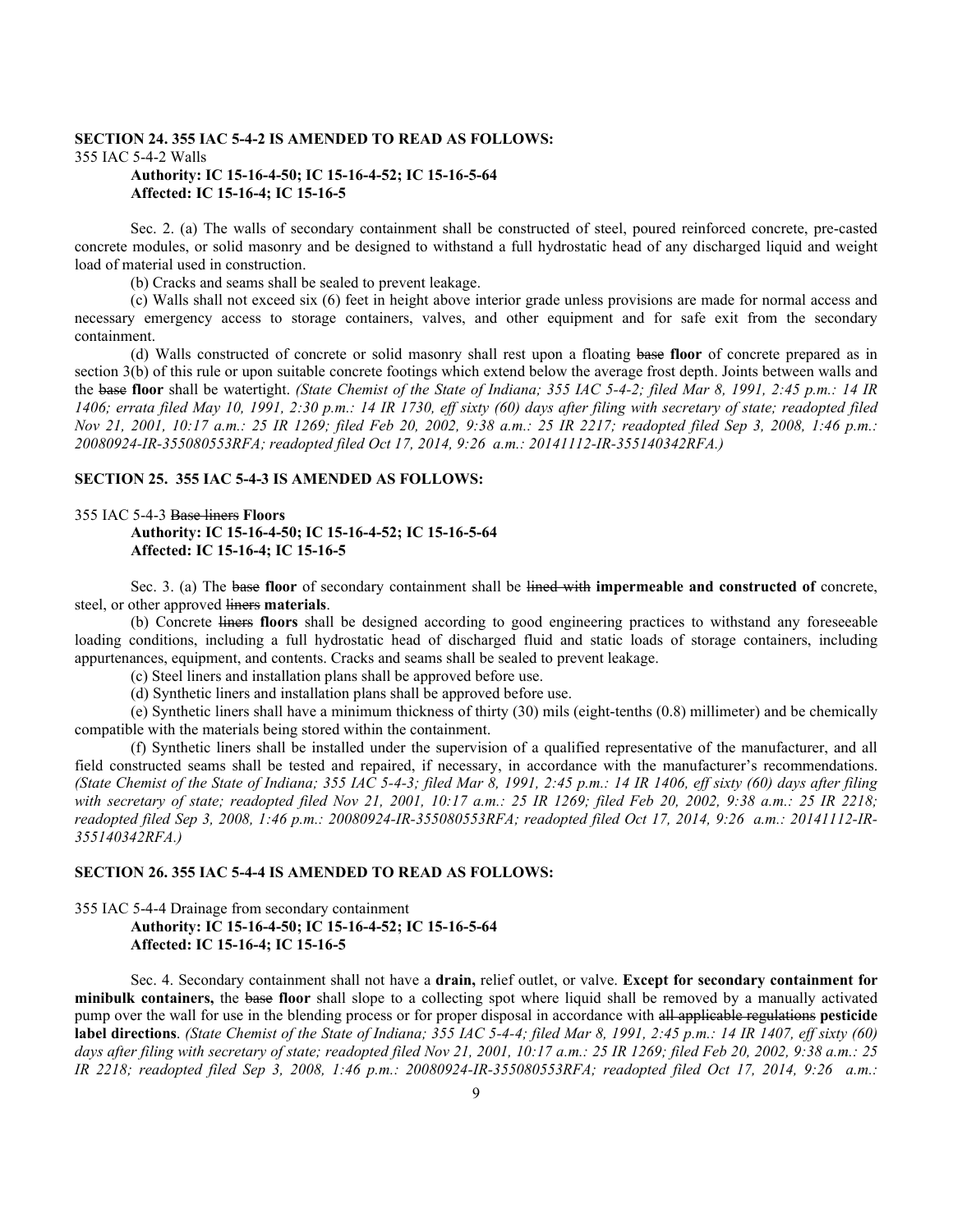**SECTION 24. 355 IAC 5-4-2 IS AMENDED TO READ AS FOLLOWS:**

355 IAC 5-4-2 Walls

**Authority: IC 15-16-4-50; IC 15-16-4-52; IC 15-16-5-64**
**Affected: IC 15-16-4; IC 15-16-5**

Sec. 2. (a) The walls of secondary containment shall be constructed of steel, poured reinforced concrete, pre-casted concrete modules, or solid masonry and be designed to withstand a full hydrostatic head of any discharged liquid and weight load of material used in construction.

(b) Cracks and seams shall be sealed to prevent leakage.

(c) Walls shall not exceed six (6) feet in height above interior grade unless provisions are made for normal access and necessary emergency access to storage containers, valves, and other equipment and for safe exit from the secondary containment.

(d) Walls constructed of concrete or solid masonry shall rest upon a floating ~~base~~ **floor** of concrete prepared as in section 3(b) of this rule or upon suitable concrete footings which extend below the average frost depth. Joints between walls and the ~~base~~ **floor** shall be watertight. *(State Chemist of the State of Indiana; 355 IAC 5-4-2; filed Mar 8, 1991, 2:45 p.m.: 14 IR 1406; errata filed May 10, 1991, 2:30 p.m.: 14 IR 1730, eff sixty (60) days after filing with secretary of state; readopted filed Nov 21, 2001, 10:17 a.m.: 25 IR 1269; filed Feb 20, 2002, 9:38 a.m.: 25 IR 2217; readopted filed Sep 3, 2008, 1:46 p.m.: 20080924-IR-355080553RFA; readopted filed Oct 17, 2014, 9:26 a.m.: 20141112-IR-355140342RFA.)*

**SECTION 25. 355 IAC 5-4-3 IS AMENDED AS FOLLOWS:**

355 IAC 5-4-3 ~~Base liners~~ **Floors**

**Authority: IC 15-16-4-50; IC 15-16-4-52; IC 15-16-5-64**
**Affected: IC 15-16-4; IC 15-16-5**

Sec. 3. (a) The ~~base~~ **floor** of secondary containment shall be ~~lined with~~ **impermeable and constructed of** concrete, steel, or other approved ~~liners~~ **materials**.

(b) Concrete ~~liners~~ **floors** shall be designed according to good engineering practices to withstand any foreseeable loading conditions, including a full hydrostatic head of discharged fluid and static loads of storage containers, including appurtenances, equipment, and contents. Cracks and seams shall be sealed to prevent leakage.

(c) Steel liners and installation plans shall be approved before use.

(d) Synthetic liners and installation plans shall be approved before use.

(e) Synthetic liners shall have a minimum thickness of thirty (30) mils (eight-tenths (0.8) millimeter) and be chemically compatible with the materials being stored within the containment.

(f) Synthetic liners shall be installed under the supervision of a qualified representative of the manufacturer, and all field constructed seams shall be tested and repaired, if necessary, in accordance with the manufacturer's recommendations. *(State Chemist of the State of Indiana; 355 IAC 5-4-3; filed Mar 8, 1991, 2:45 p.m.: 14 IR 1406, eff sixty (60) days after filing with secretary of state; readopted filed Nov 21, 2001, 10:17 a.m.: 25 IR 1269; filed Feb 20, 2002, 9:38 a.m.: 25 IR 2218; readopted filed Sep 3, 2008, 1:46 p.m.: 20080924-IR-355080553RFA; readopted filed Oct 17, 2014, 9:26 a.m.: 20141112-IR-355140342RFA.)*

**SECTION 26. 355 IAC 5-4-4 IS AMENDED TO READ AS FOLLOWS:**

355 IAC 5-4-4 Drainage from secondary containment

**Authority: IC 15-16-4-50; IC 15-16-4-52; IC 15-16-5-64**
**Affected: IC 15-16-4; IC 15-16-5**

Sec. 4. Secondary containment shall not have a **drain,** relief outlet, or valve. **Except for secondary containment for minibulk containers,** the ~~base~~ **floor** shall slope to a collecting spot where liquid shall be removed by a manually activated pump over the wall for use in the blending process or for proper disposal in accordance with ~~all applicable regulations~~ **pesticide label directions**. *(State Chemist of the State of Indiana; 355 IAC 5-4-4; filed Mar 8, 1991, 2:45 p.m.: 14 IR 1407, eff sixty (60) days after filing with secretary of state; readopted filed Nov 21, 2001, 10:17 a.m.: 25 IR 1269; filed Feb 20, 2002, 9:38 a.m.: 25 IR 2218; readopted filed Sep 3, 2008, 1:46 p.m.: 20080924-IR-355080553RFA; readopted filed Oct 17, 2014, 9:26 a.m.:*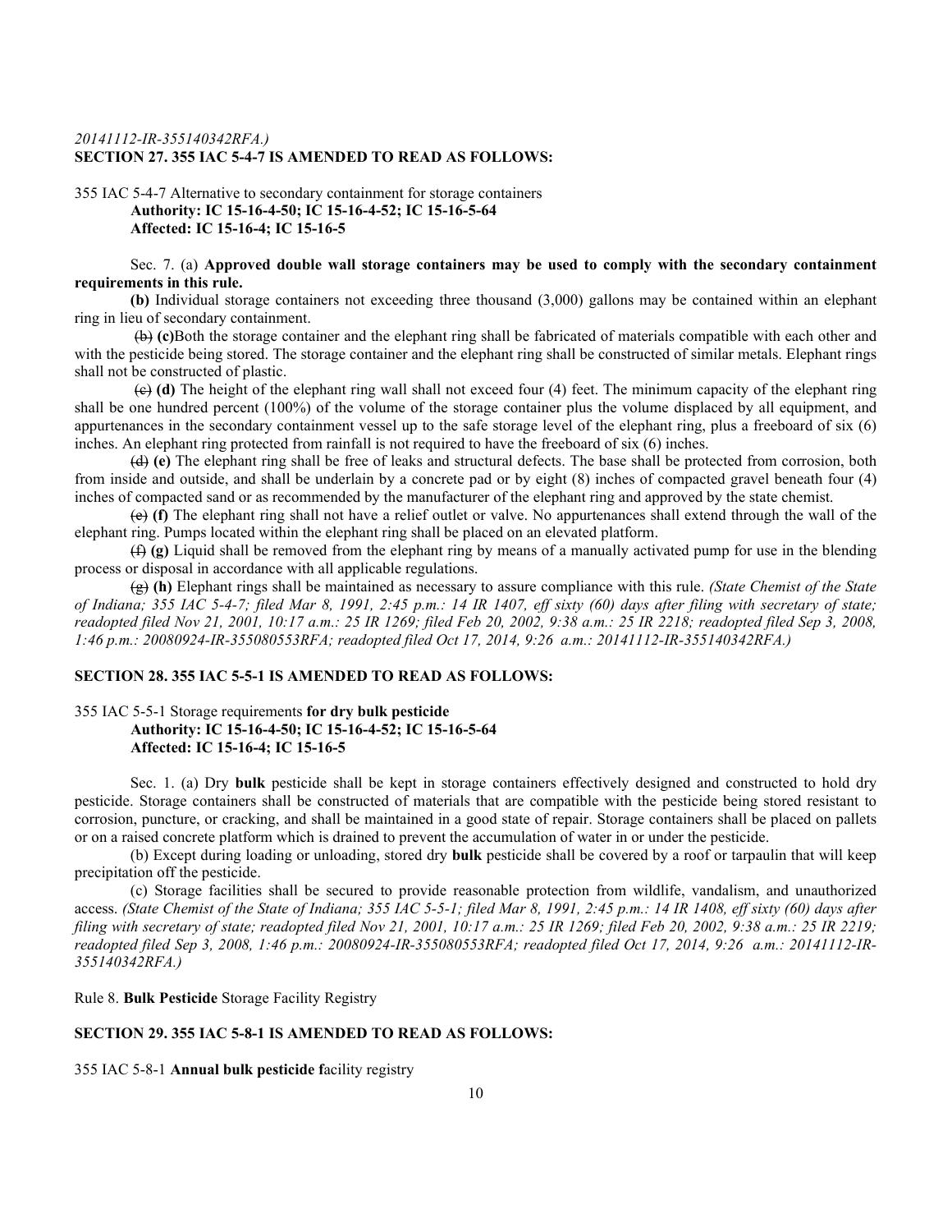*20141112-IR-355140342RFA.)*

**SECTION 27. 355 IAC 5-4-7 IS AMENDED TO READ AS FOLLOWS:**

355 IAC 5-4-7 Alternative to secondary containment for storage containers
**Authority: IC 15-16-4-50; IC 15-16-4-52; IC 15-16-5-64**
**Affected: IC 15-16-4; IC 15-16-5**

Sec. 7. (a) **Approved double wall storage containers may be used to comply with the secondary containment requirements in this rule.**

**(b)** Individual storage containers not exceeding three thousand (3,000) gallons may be contained within an elephant ring in lieu of secondary containment.

~~(b)~~ **(c)**Both the storage container and the elephant ring shall be fabricated of materials compatible with each other and with the pesticide being stored. The storage container and the elephant ring shall be constructed of similar metals. Elephant rings shall not be constructed of plastic.

~~(c)~~ **(d)** The height of the elephant ring wall shall not exceed four (4) feet. The minimum capacity of the elephant ring shall be one hundred percent (100%) of the volume of the storage container plus the volume displaced by all equipment, and appurtenances in the secondary containment vessel up to the safe storage level of the elephant ring, plus a freeboard of six (6) inches. An elephant ring protected from rainfall is not required to have the freeboard of six (6) inches.

~~(d)~~ **(e)** The elephant ring shall be free of leaks and structural defects. The base shall be protected from corrosion, both from inside and outside, and shall be underlain by a concrete pad or by eight (8) inches of compacted gravel beneath four (4) inches of compacted sand or as recommended by the manufacturer of the elephant ring and approved by the state chemist.

~~(e)~~ **(f)** The elephant ring shall not have a relief outlet or valve. No appurtenances shall extend through the wall of the elephant ring. Pumps located within the elephant ring shall be placed on an elevated platform.

~~(f)~~ **(g)** Liquid shall be removed from the elephant ring by means of a manually activated pump for use in the blending process or disposal in accordance with all applicable regulations.

~~(g)~~ **(h)** Elephant rings shall be maintained as necessary to assure compliance with this rule. *(State Chemist of the State of Indiana; 355 IAC 5-4-7; filed Mar 8, 1991, 2:45 p.m.: 14 IR 1407, eff sixty (60) days after filing with secretary of state; readopted filed Nov 21, 2001, 10:17 a.m.: 25 IR 1269; filed Feb 20, 2002, 9:38 a.m.: 25 IR 2218; readopted filed Sep 3, 2008, 1:46 p.m.: 20080924-IR-355080553RFA; readopted filed Oct 17, 2014, 9:26 a.m.: 20141112-IR-355140342RFA.)*

**SECTION 28. 355 IAC 5-5-1 IS AMENDED TO READ AS FOLLOWS:**

355 IAC 5-5-1 Storage requirements **for dry bulk pesticide**
**Authority: IC 15-16-4-50; IC 15-16-4-52; IC 15-16-5-64**
**Affected: IC 15-16-4; IC 15-16-5**

Sec. 1. (a) Dry **bulk** pesticide shall be kept in storage containers effectively designed and constructed to hold dry pesticide. Storage containers shall be constructed of materials that are compatible with the pesticide being stored resistant to corrosion, puncture, or cracking, and shall be maintained in a good state of repair. Storage containers shall be placed on pallets or on a raised concrete platform which is drained to prevent the accumulation of water in or under the pesticide.

(b) Except during loading or unloading, stored dry **bulk** pesticide shall be covered by a roof or tarpaulin that will keep precipitation off the pesticide.

(c) Storage facilities shall be secured to provide reasonable protection from wildlife, vandalism, and unauthorized access. *(State Chemist of the State of Indiana; 355 IAC 5-5-1; filed Mar 8, 1991, 2:45 p.m.: 14 IR 1408, eff sixty (60) days after filing with secretary of state; readopted filed Nov 21, 2001, 10:17 a.m.: 25 IR 1269; filed Feb 20, 2002, 9:38 a.m.: 25 IR 2219; readopted filed Sep 3, 2008, 1:46 p.m.: 20080924-IR-355080553RFA; readopted filed Oct 17, 2014, 9:26 a.m.: 20141112-IR-355140342RFA.)*

Rule 8. **Bulk Pesticide** Storage Facility Registry

**SECTION 29. 355 IAC 5-8-1 IS AMENDED TO READ AS FOLLOWS:**

355 IAC 5-8-1 **Annual bulk pesticide f**acility registry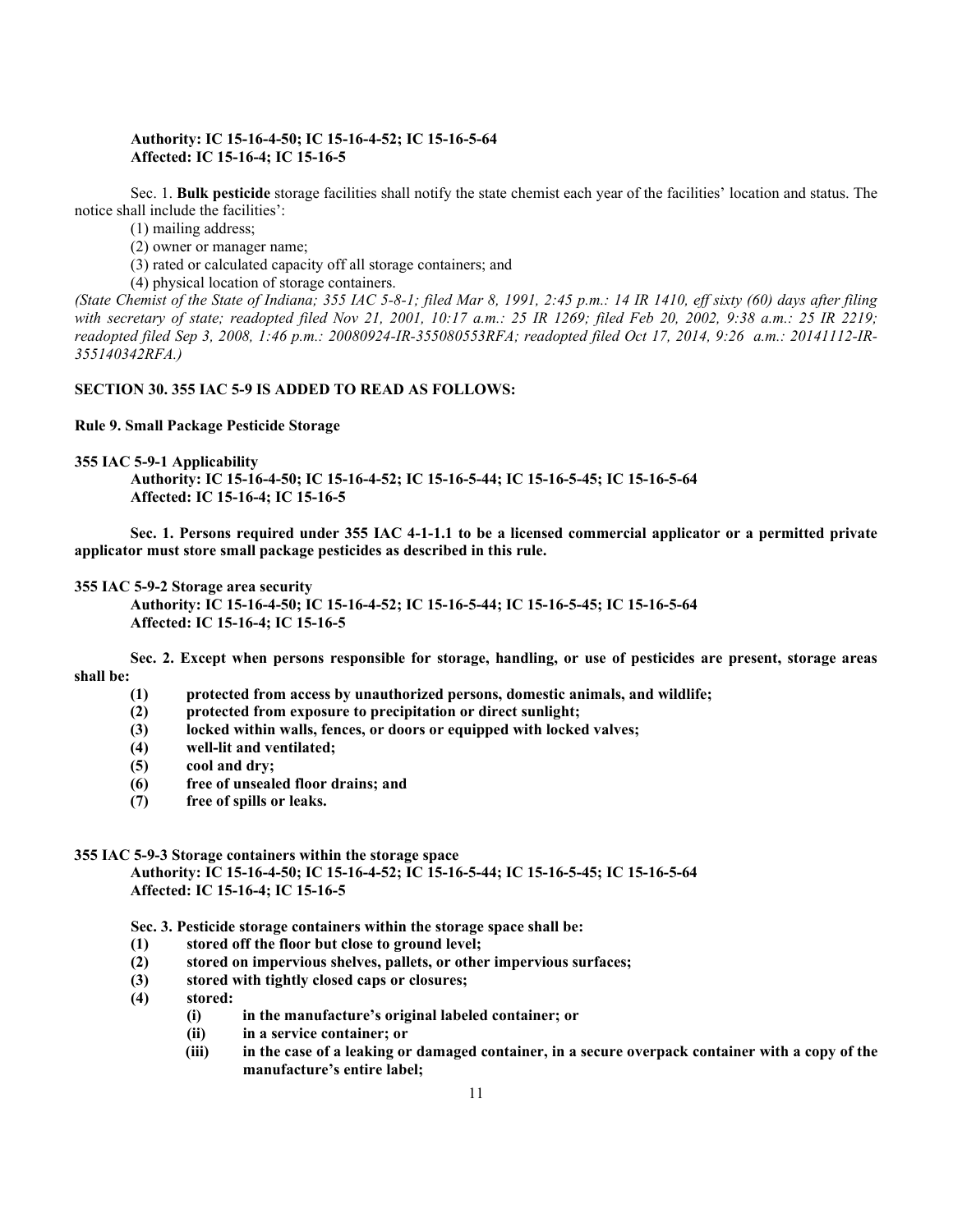**Authority: IC 15-16-4-50; IC 15-16-4-52; IC 15-16-5-64**
**Affected: IC 15-16-4; IC 15-16-5**

Sec. 1. **Bulk pesticide** storage facilities shall notify the state chemist each year of the facilities' location and status. The notice shall include the facilities':

(1) mailing address;
(2) owner or manager name;
(3) rated or calculated capacity off all storage containers; and
(4) physical location of storage containers.

*(State Chemist of the State of Indiana; 355 IAC 5-8-1; filed Mar 8, 1991, 2:45 p.m.: 14 IR 1410, eff sixty (60) days after filing with secretary of state; readopted filed Nov 21, 2001, 10:17 a.m.: 25 IR 1269; filed Feb 20, 2002, 9:38 a.m.: 25 IR 2219; readopted filed Sep 3, 2008, 1:46 p.m.: 20080924-IR-355080553RFA; readopted filed Oct 17, 2014, 9:26 a.m.: 20141112-IR-355140342RFA.)*

**SECTION 30. 355 IAC 5-9 IS ADDED TO READ AS FOLLOWS:**

**Rule 9. Small Package Pesticide Storage**

**355 IAC 5-9-1 Applicability**
**Authority: IC 15-16-4-50; IC 15-16-4-52; IC 15-16-5-44; IC 15-16-5-45; IC 15-16-5-64**
**Affected: IC 15-16-4; IC 15-16-5**

**Sec. 1. Persons required under 355 IAC 4-1-1.1 to be a licensed commercial applicator or a permitted private applicator must store small package pesticides as described in this rule.**

**355 IAC 5-9-2 Storage area security**
**Authority: IC 15-16-4-50; IC 15-16-4-52; IC 15-16-5-44; IC 15-16-5-45; IC 15-16-5-64**
**Affected: IC 15-16-4; IC 15-16-5**

**Sec. 2. Except when persons responsible for storage, handling, or use of pesticides are present, storage areas shall be:**

**(1) protected from access by unauthorized persons, domestic animals, and wildlife;**
**(2) protected from exposure to precipitation or direct sunlight;**
**(3) locked within walls, fences, or doors or equipped with locked valves;**
**(4) well-lit and ventilated;**
**(5) cool and dry;**
**(6) free of unsealed floor drains; and**
**(7) free of spills or leaks.**

**355 IAC 5-9-3 Storage containers within the storage space**
**Authority: IC 15-16-4-50; IC 15-16-4-52; IC 15-16-5-44; IC 15-16-5-45; IC 15-16-5-64**
**Affected: IC 15-16-4; IC 15-16-5**

**Sec. 3. Pesticide storage containers within the storage space shall be:**

**(1) stored off the floor but close to ground level;**
**(2) stored on impervious shelves, pallets, or other impervious surfaces;**
**(3) stored with tightly closed caps or closures;**
**(4) stored:**
 **(i) in the manufacture's original labeled container; or**
 **(ii) in a service container; or**
 **(iii) in the case of a leaking or damaged container, in a secure overpack container with a copy of the manufacture's entire label;**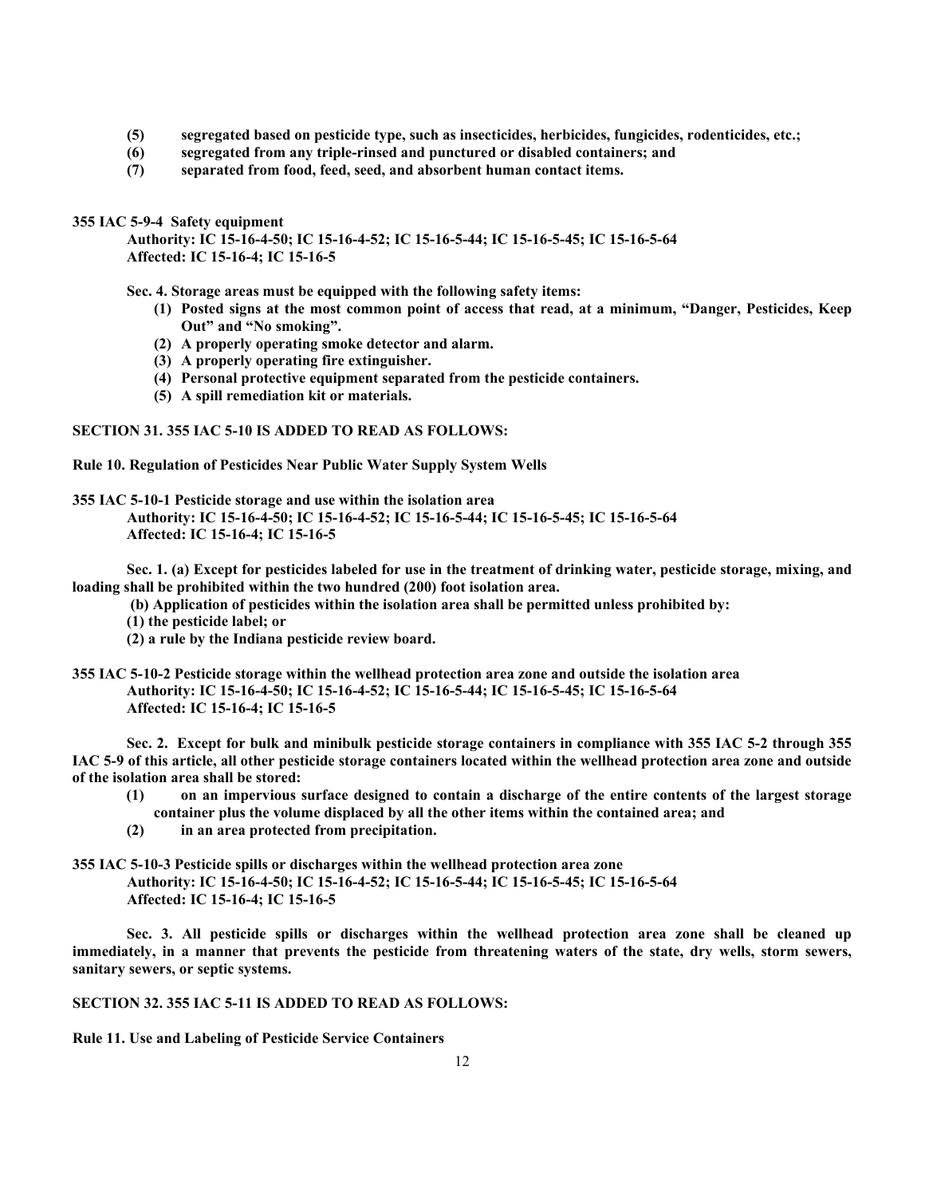**(5) segregated based on pesticide type, such as insecticides, herbicides, fungicides, rodenticides, etc.;**
**(6) segregated from any triple-rinsed and punctured or disabled containers; and**
**(7) separated from food, feed, seed, and absorbent human contact items.**

**355 IAC 5-9-4 Safety equipment**
**Authority: IC 15-16-4-50; IC 15-16-4-52; IC 15-16-5-44; IC 15-16-5-45; IC 15-16-5-64**
**Affected: IC 15-16-4; IC 15-16-5**

**Sec. 4. Storage areas must be equipped with the following safety items:**
**(1) Posted signs at the most common point of access that read, at a minimum, "Danger, Pesticides, Keep Out" and "No smoking".**
**(2) A properly operating smoke detector and alarm.**
**(3) A properly operating fire extinguisher.**
**(4) Personal protective equipment separated from the pesticide containers.**
**(5) A spill remediation kit or materials.**

**SECTION 31. 355 IAC 5-10 IS ADDED TO READ AS FOLLOWS:**

**Rule 10. Regulation of Pesticides Near Public Water Supply System Wells**

**355 IAC 5-10-1 Pesticide storage and use within the isolation area**
**Authority: IC 15-16-4-50; IC 15-16-4-52; IC 15-16-5-44; IC 15-16-5-45; IC 15-16-5-64**
**Affected: IC 15-16-4; IC 15-16-5**

**Sec. 1. (a) Except for pesticides labeled for use in the treatment of drinking water, pesticide storage, mixing, and loading shall be prohibited within the two hundred (200) foot isolation area.**
**(b) Application of pesticides within the isolation area shall be permitted unless prohibited by:**
**(1) the pesticide label; or**
**(2) a rule by the Indiana pesticide review board.**

**355 IAC 5-10-2 Pesticide storage within the wellhead protection area zone and outside the isolation area**
**Authority: IC 15-16-4-50; IC 15-16-4-52; IC 15-16-5-44; IC 15-16-5-45; IC 15-16-5-64**
**Affected: IC 15-16-4; IC 15-16-5**

**Sec. 2. Except for bulk and minibulk pesticide storage containers in compliance with 355 IAC 5-2 through 355 IAC 5-9 of this article, all other pesticide storage containers located within the wellhead protection area zone and outside of the isolation area shall be stored:**
**(1) on an impervious surface designed to contain a discharge of the entire contents of the largest storage container plus the volume displaced by all the other items within the contained area; and**
**(2) in an area protected from precipitation.**

**355 IAC 5-10-3 Pesticide spills or discharges within the wellhead protection area zone**
**Authority: IC 15-16-4-50; IC 15-16-4-52; IC 15-16-5-44; IC 15-16-5-45; IC 15-16-5-64**
**Affected: IC 15-16-4; IC 15-16-5**

**Sec. 3. All pesticide spills or discharges within the wellhead protection area zone shall be cleaned up immediately, in a manner that prevents the pesticide from threatening waters of the state, dry wells, storm sewers, sanitary sewers, or septic systems.**

**SECTION 32. 355 IAC 5-11 IS ADDED TO READ AS FOLLOWS:**

**Rule 11. Use and Labeling of Pesticide Service Containers**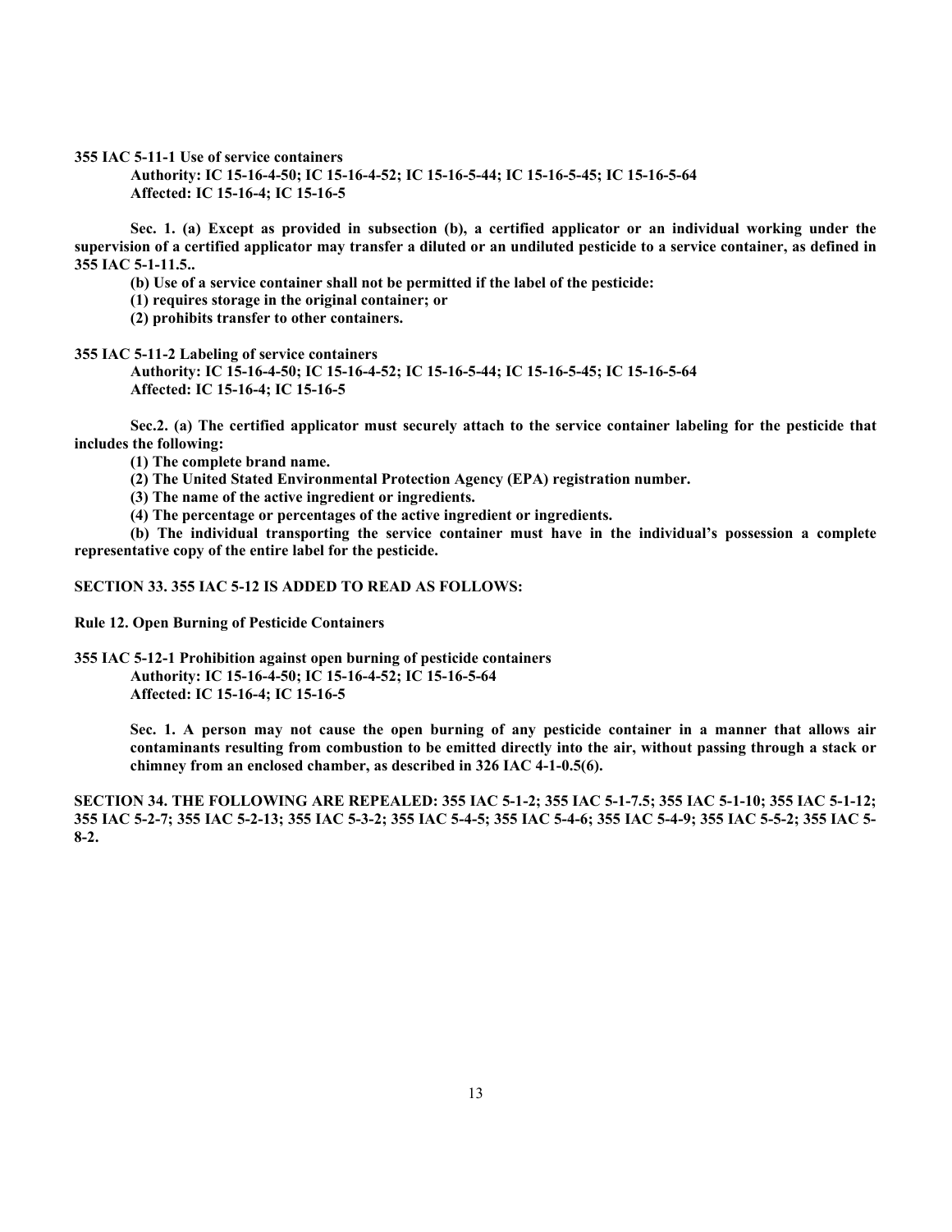**355 IAC 5-11-1 Use of service containers**

**Authority: IC 15-16-4-50; IC 15-16-4-52; IC 15-16-5-44; IC 15-16-5-45; IC 15-16-5-64**
**Affected: IC 15-16-4; IC 15-16-5**

**Sec. 1. (a) Except as provided in subsection (b), a certified applicator or an individual working under the supervision of a certified applicator may transfer a diluted or an undiluted pesticide to a service container, as defined in 355 IAC 5-1-11.5..**

**(b) Use of a service container shall not be permitted if the label of the pesticide:**

**(1) requires storage in the original container; or**

**(2) prohibits transfer to other containers.**

**355 IAC 5-11-2 Labeling of service containers**

**Authority: IC 15-16-4-50; IC 15-16-4-52; IC 15-16-5-44; IC 15-16-5-45; IC 15-16-5-64**
**Affected: IC 15-16-4; IC 15-16-5**

**Sec.2. (a) The certified applicator must securely attach to the service container labeling for the pesticide that includes the following:**

**(1) The complete brand name.**

**(2) The United Stated Environmental Protection Agency (EPA) registration number.**

**(3) The name of the active ingredient or ingredients.**

**(4) The percentage or percentages of the active ingredient or ingredients.**

**(b) The individual transporting the service container must have in the individual's possession a complete representative copy of the entire label for the pesticide.**

**SECTION 33. 355 IAC 5-12 IS ADDED TO READ AS FOLLOWS:**

**Rule 12. Open Burning of Pesticide Containers**

**355 IAC 5-12-1 Prohibition against open burning of pesticide containers**

**Authority: IC 15-16-4-50; IC 15-16-4-52; IC 15-16-5-64**
**Affected: IC 15-16-4; IC 15-16-5**

**Sec. 1. A person may not cause the open burning of any pesticide container in a manner that allows air contaminants resulting from combustion to be emitted directly into the air, without passing through a stack or chimney from an enclosed chamber, as described in 326 IAC 4-1-0.5(6).**

**SECTION 34. THE FOLLOWING ARE REPEALED: 355 IAC 5-1-2; 355 IAC 5-1-7.5; 355 IAC 5-1-10; 355 IAC 5-1-12; 355 IAC 5-2-7; 355 IAC 5-2-13; 355 IAC 5-3-2; 355 IAC 5-4-5; 355 IAC 5-4-6; 355 IAC 5-4-9; 355 IAC 5-5-2; 355 IAC 5-8-2.**